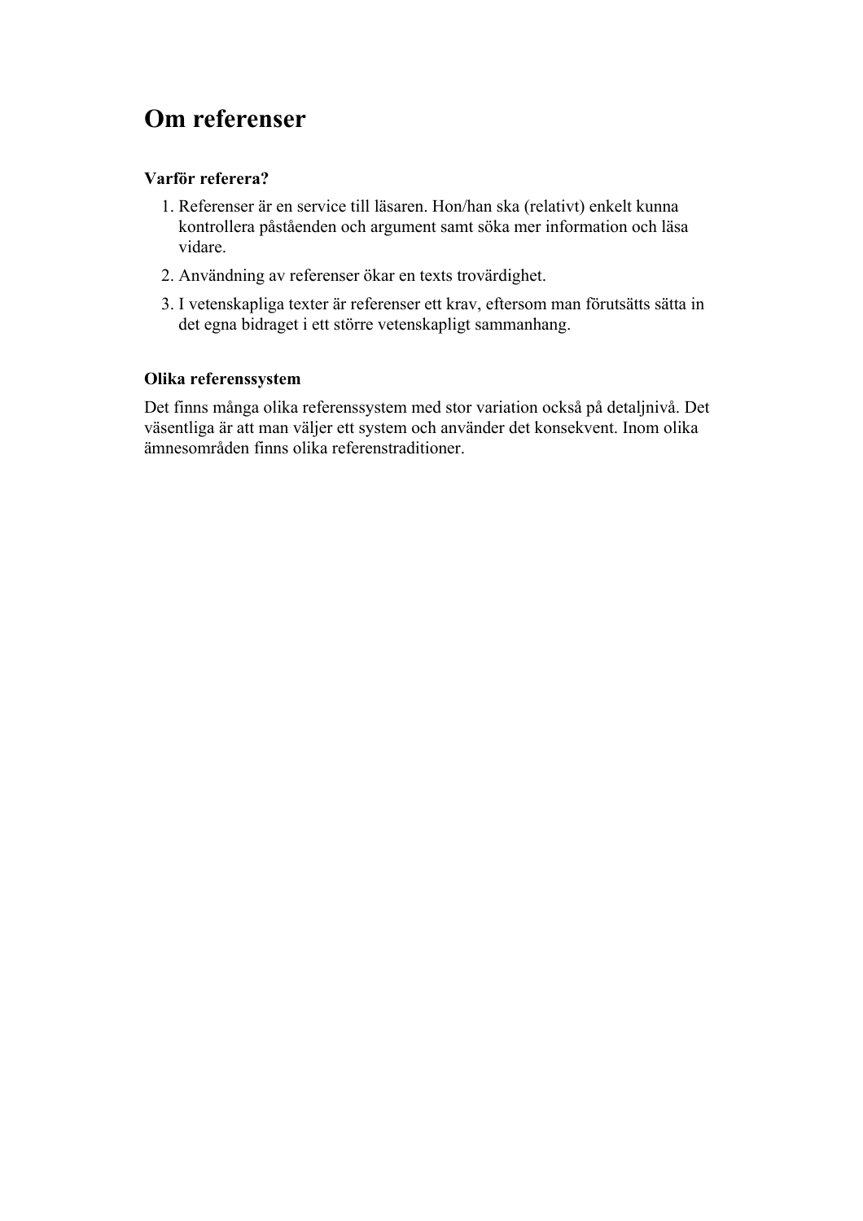# Om referenser

**Varför referera?**

1. Referenser är en service till läsaren. Hon/han ska (relativt) enkelt kunna kontrollera påståenden och argument samt söka mer information och läsa vidare.
2. Användning av referenser ökar en texts trovärdighet.
3. I vetenskapliga texter är referenser ett krav, eftersom man förutsätts sätta in det egna bidraget i ett större vetenskapligt sammanhang.

**Olika referenssystem**

Det finns många olika referenssystem med stor variation också på detaljnivå. Det väsentliga är att man väljer ett system och använder det konsekvent. Inom olika ämnesområden finns olika referenstraditioner.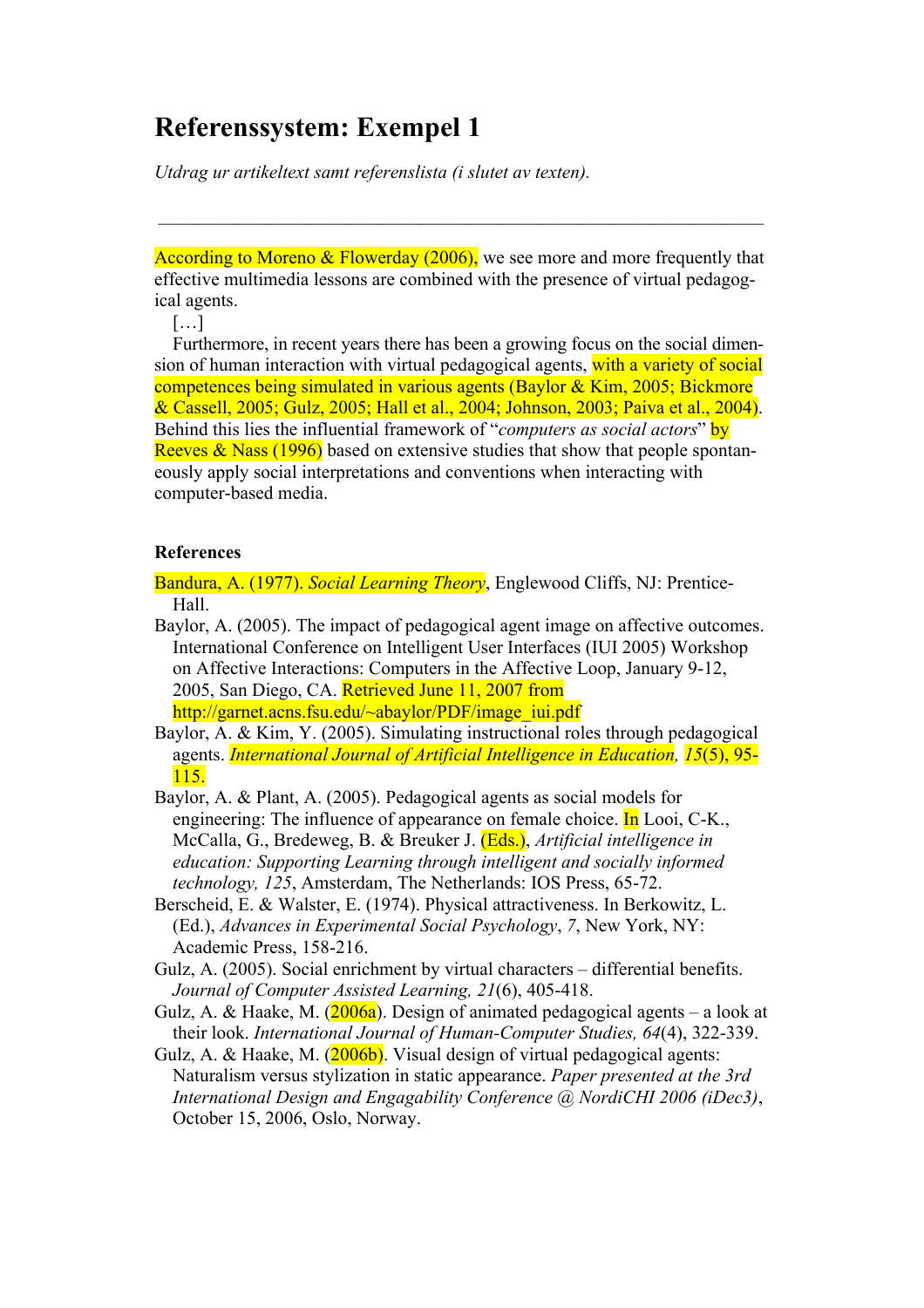# Referenssystem: Exempel 1

*Utdrag ur artikeltext samt referenslista (i slutet av texten).*

---

According to Moreno & Flowerday (2006), we see more and more frequently that effective multimedia lessons are combined with the presence of virtual pedagogical agents.

[…]

Furthermore, in recent years there has been a growing focus on the social dimension of human interaction with virtual pedagogical agents, with a variety of social competences being simulated in various agents (Baylor & Kim, 2005; Bickmore & Cassell, 2005; Gulz, 2005; Hall et al., 2004; Johnson, 2003; Paiva et al., 2004). Behind this lies the influential framework of "*computers as social actors*" by Reeves & Nass (1996) based on extensive studies that show that people spontaneously apply social interpretations and conventions when interacting with computer-based media.

**References**

Bandura, A. (1977). *Social Learning Theory*, Englewood Cliffs, NJ: Prentice-Hall.

Baylor, A. (2005). The impact of pedagogical agent image on affective outcomes. International Conference on Intelligent User Interfaces (IUI 2005) Workshop on Affective Interactions: Computers in the Affective Loop, January 9-12, 2005, San Diego, CA. Retrieved June 11, 2007 from http://garnet.acns.fsu.edu/~abaylor/PDF/image_iui.pdf

Baylor, A. & Kim, Y. (2005). Simulating instructional roles through pedagogical agents. *International Journal of Artificial Intelligence in Education, 15*(5), 95-115.

Baylor, A. & Plant, A. (2005). Pedagogical agents as social models for engineering: The influence of appearance on female choice. In Looi, C-K., McCalla, G., Bredeweg, B. & Breuker J. (Eds.), *Artificial intelligence in education: Supporting Learning through intelligent and socially informed technology, 125*, Amsterdam, The Netherlands: IOS Press, 65-72.

Berscheid, E. & Walster, E. (1974). Physical attractiveness. In Berkowitz, L. (Ed.), *Advances in Experimental Social Psychology*, *7*, New York, NY: Academic Press, 158-216.

Gulz, A. (2005). Social enrichment by virtual characters – differential benefits. *Journal of Computer Assisted Learning, 21*(6), 405-418.

Gulz, A. & Haake, M. (2006a). Design of animated pedagogical agents – a look at their look. *International Journal of Human-Computer Studies, 64*(4), 322-339.

Gulz, A. & Haake, M. (2006b). Visual design of virtual pedagogical agents: Naturalism versus stylization in static appearance. *Paper presented at the 3rd International Design and Engagability Conference @ NordiCHI 2006 (iDec3)*, October 15, 2006, Oslo, Norway.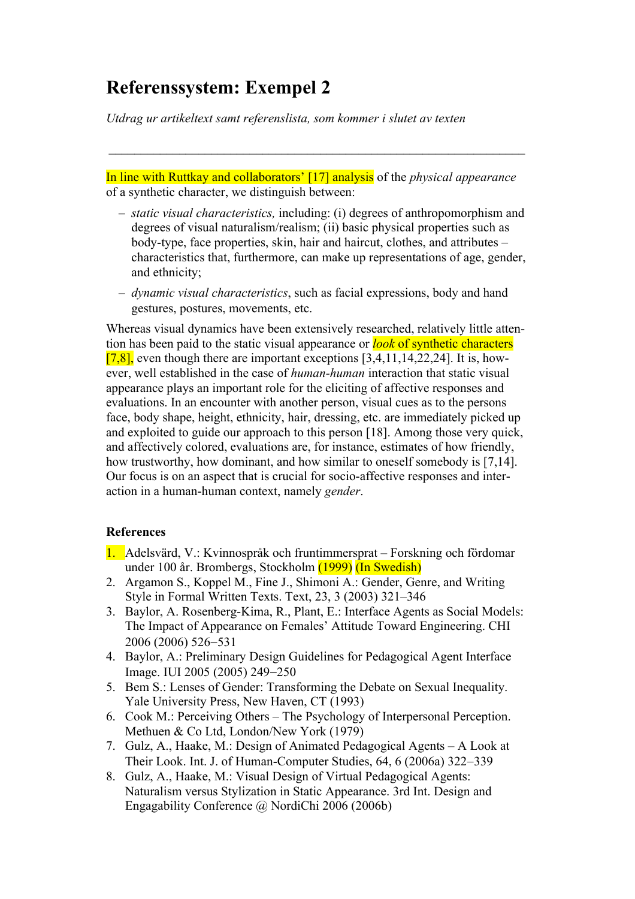# Referenssystem: Exempel 2

*Utdrag ur artikeltext samt referenslista, som kommer i slutet av texten*

---

In line with Ruttkay and collaborators' [17] analysis of the *physical appearance* of a synthetic character, we distinguish between:

- *static visual characteristics,* including: (i) degrees of anthropomorphism and degrees of visual naturalism/realism; (ii) basic physical properties such as body-type, face properties, skin, hair and haircut, clothes, and attributes – characteristics that, furthermore, can make up representations of age, gender, and ethnicity;
- *dynamic visual characteristics*, such as facial expressions, body and hand gestures, postures, movements, etc.

Whereas visual dynamics have been extensively researched, relatively little attention has been paid to the static visual appearance or *look* of synthetic characters [7,8], even though there are important exceptions [3,4,11,14,22,24]. It is, however, well established in the case of *human-human* interaction that static visual appearance plays an important role for the eliciting of affective responses and evaluations. In an encounter with another person, visual cues as to the persons face, body shape, height, ethnicity, hair, dressing, etc. are immediately picked up and exploited to guide our approach to this person [18]. Among those very quick, and affectively colored, evaluations are, for instance, estimates of how friendly, how trustworthy, how dominant, and how similar to oneself somebody is [7,14]. Our focus is on an aspect that is crucial for socio-affective responses and interaction in a human-human context, namely *gender*.

**References**

1. Adelsvärd, V.: Kvinnospråk och fruntimmersprat – Forskning och fördomar under 100 år. Brombergs, Stockholm (1999) (In Swedish)
2. Argamon S., Koppel M., Fine J., Shimoni A.: Gender, Genre, and Writing Style in Formal Written Texts. Text, 23, 3 (2003) 321–346
3. Baylor, A. Rosenberg-Kima, R., Plant, E.: Interface Agents as Social Models: The Impact of Appearance on Females' Attitude Toward Engineering. CHI 2006 (2006) 526–531
4. Baylor, A.: Preliminary Design Guidelines for Pedagogical Agent Interface Image. IUI 2005 (2005) 249–250
5. Bem S.: Lenses of Gender: Transforming the Debate on Sexual Inequality. Yale University Press, New Haven, CT (1993)
6. Cook M.: Perceiving Others – The Psychology of Interpersonal Perception. Methuen & Co Ltd, London/New York (1979)
7. Gulz, A., Haake, M.: Design of Animated Pedagogical Agents – A Look at Their Look. Int. J. of Human-Computer Studies, 64, 6 (2006a) 322–339
8. Gulz, A., Haake, M.: Visual Design of Virtual Pedagogical Agents: Naturalism versus Stylization in Static Appearance. 3rd Int. Design and Engagability Conference @ NordiChi 2006 (2006b)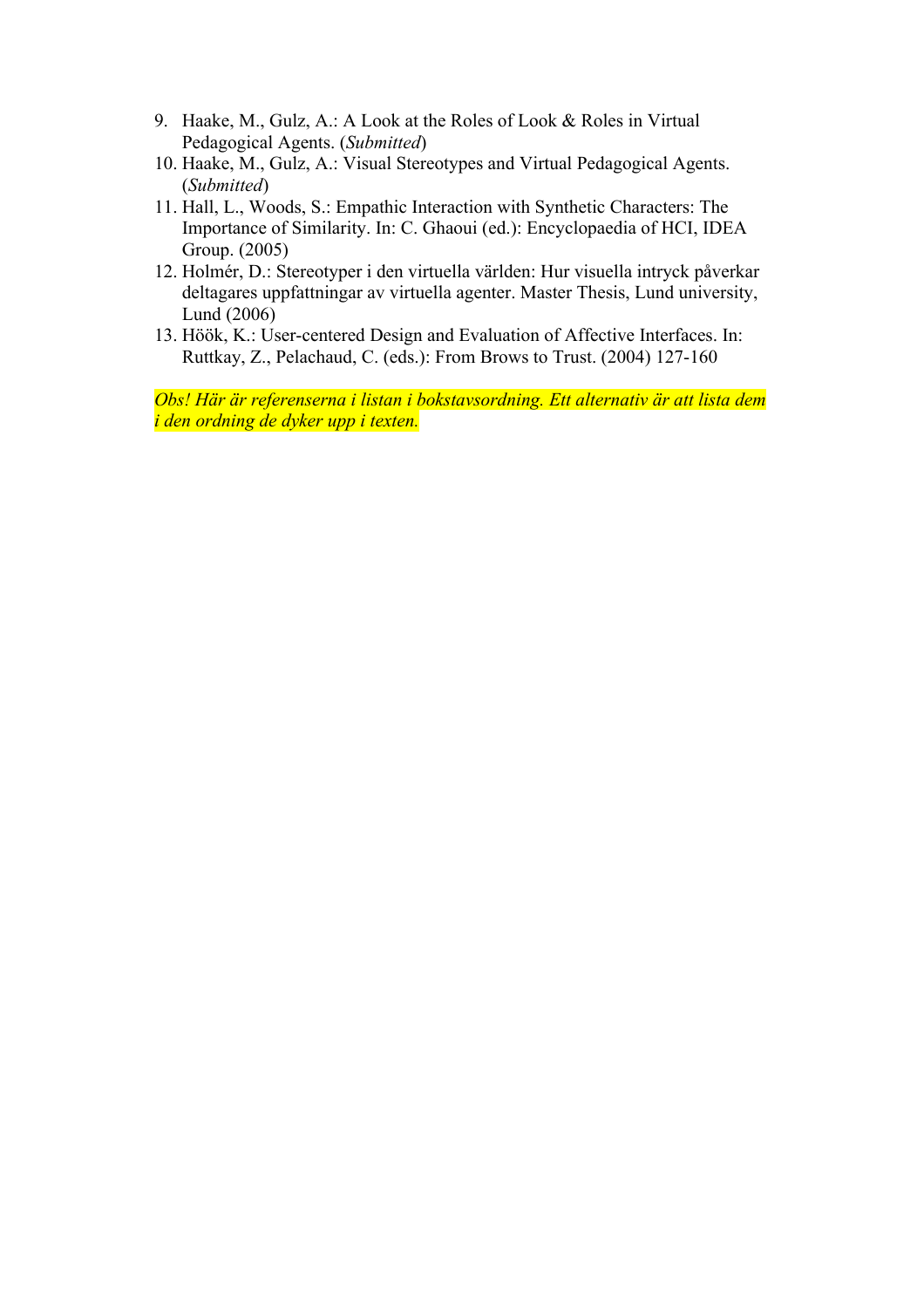9. Haake, M., Gulz, A.: A Look at the Roles of Look & Roles in Virtual Pedagogical Agents. (*Submitted*)
10. Haake, M., Gulz, A.: Visual Stereotypes and Virtual Pedagogical Agents. (*Submitted*)
11. Hall, L., Woods, S.: Empathic Interaction with Synthetic Characters: The Importance of Similarity. In: C. Ghaoui (ed.): Encyclopaedia of HCI, IDEA Group. (2005)
12. Holmér, D.: Stereotyper i den virtuella världen: Hur visuella intryck påverkar deltagares uppfattningar av virtuella agenter. Master Thesis, Lund university, Lund (2006)
13. Höök, K.: User-centered Design and Evaluation of Affective Interfaces. In: Ruttkay, Z., Pelachaud, C. (eds.): From Brows to Trust. (2004) 127-160

*Obs! Här är referenserna i listan i bokstavsordning. Ett alternativ är att lista dem i den ordning de dyker upp i texten.*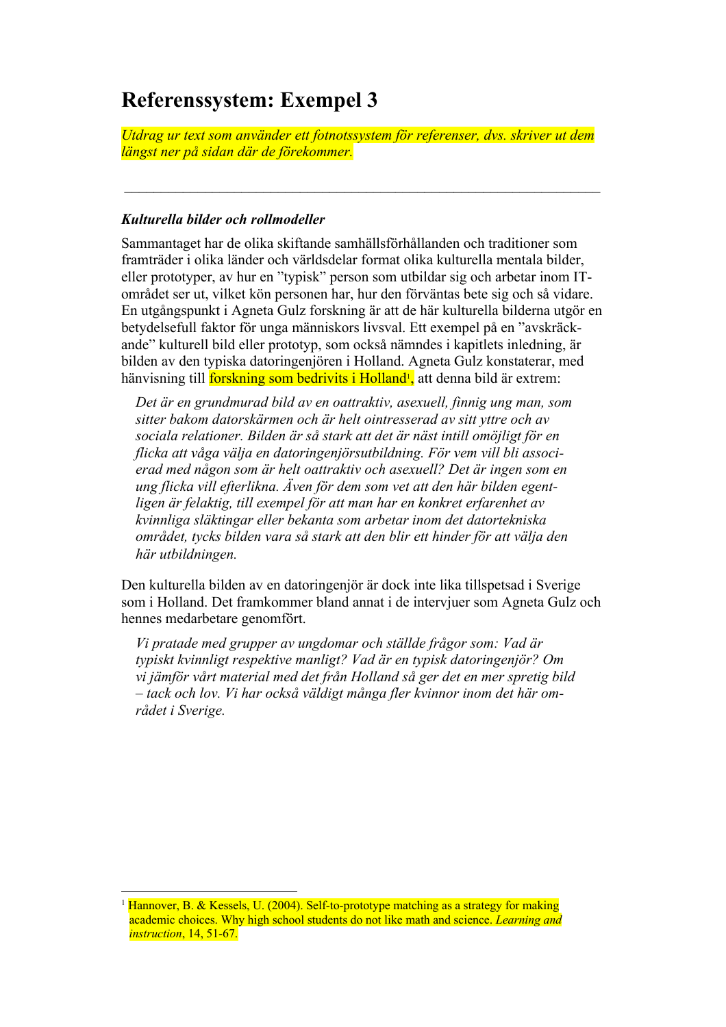# Referenssystem: Exempel 3

*Utdrag ur text som använder ett fotnotssystem för referenser, dvs. skriver ut dem längst ner på sidan där de förekommer.*

---

***Kulturella bilder och rollmodeller***

Sammantaget har de olika skiftande samhällsförhållanden och traditioner som framträder i olika länder och världsdelar format olika kulturella mentala bilder, eller prototyper, av hur en ”typisk” person som utbildar sig och arbetar inom IT-området ser ut, vilket kön personen har, hur den förväntas bete sig och så vidare. En utgångspunkt i Agneta Gulz forskning är att de här kulturella bilderna utgör en betydelsefull faktor för unga människors livsval. Ett exempel på en ”avskräckande” kulturell bild eller prototyp, som också nämndes i kapitlets inledning, är bilden av den typiska datoringenjören i Holland. Agneta Gulz konstaterar, med hänvisning till forskning som bedrivits i Holland[1], att denna bild är extrem:

> *Det är en grundmurad bild av en oattraktiv, asexuell, finnig ung man, som sitter bakom datorskärmen och är helt ointresserad av sitt yttre och av sociala relationer. Bilden är så stark att det är näst intill omöjligt för en flicka att våga välja en datoringenjörsutbildning. För vem vill bli associerad med någon som är helt oattraktiv och asexuell? Det är ingen som en ung flicka vill efterlikna. Även för dem som vet att den här bilden egentligen är felaktig, till exempel för att man har en konkret erfarenhet av kvinnliga släktingar eller bekanta som arbetar inom det datortekniska området, tycks bilden vara så stark att den blir ett hinder för att välja den här utbildningen.*

Den kulturella bilden av en datoringenjör är dock inte lika tillspetsad i Sverige som i Holland. Det framkommer bland annat i de intervjuer som Agneta Gulz och hennes medarbetare genomfört.

> *Vi pratade med grupper av ungdomar och ställde frågor som: Vad är typiskt kvinnligt respektive manligt? Vad är en typisk datoringenjör? Om vi jämför vårt material med det från Holland så ger det en mer spretig bild – tack och lov. Vi har också väldigt många fler kvinnor inom det här området i Sverige.*

---

[1] Hannover, B. & Kessels, U. (2004). Self-to-prototype matching as a strategy for making academic choices. Why high school students do not like math and science. *Learning and instruction*, 14, 51-67.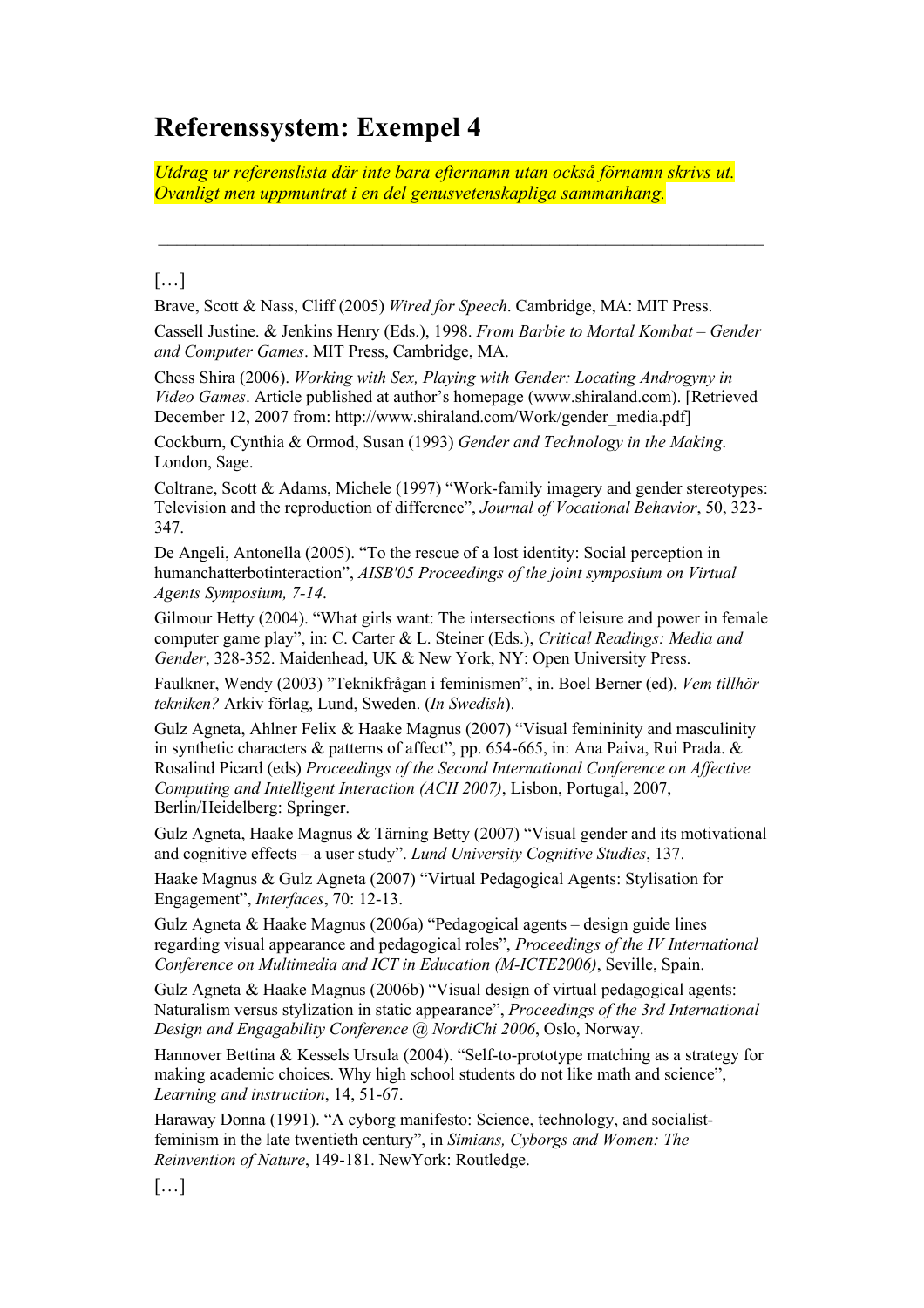# Referenssystem: Exempel 4

*Utdrag ur referenslista där inte bara efternamn utan också förnamn skrivs ut. Ovanligt men uppmuntrat i en del genusvetenskapliga sammanhang.*

---

[…]

Brave, Scott & Nass, Cliff (2005) *Wired for Speech*. Cambridge, MA: MIT Press.

Cassell Justine. & Jenkins Henry (Eds.), 1998. *From Barbie to Mortal Kombat – Gender and Computer Games*. MIT Press, Cambridge, MA.

Chess Shira (2006). *Working with Sex, Playing with Gender: Locating Androgyny in Video Games*. Article published at author's homepage (www.shiraland.com). [Retrieved December 12, 2007 from: http://www.shiraland.com/Work/gender_media.pdf]

Cockburn, Cynthia & Ormod, Susan (1993) *Gender and Technology in the Making*. London, Sage.

Coltrane, Scott & Adams, Michele (1997) "Work-family imagery and gender stereotypes: Television and the reproduction of difference", *Journal of Vocational Behavior*, 50, 323-347.

De Angeli, Antonella (2005). "To the rescue of a lost identity: Social perception in humanchatterbotinteraction", *AISB'05 Proceedings of the joint symposium on Virtual Agents Symposium, 7-14*.

Gilmour Hetty (2004). "What girls want: The intersections of leisure and power in female computer game play", in: C. Carter & L. Steiner (Eds.), *Critical Readings: Media and Gender*, 328-352. Maidenhead, UK & New York, NY: Open University Press.

Faulkner, Wendy (2003) "Teknikfrågan i feminismen", in. Boel Berner (ed), *Vem tillhör tekniken?* Arkiv förlag, Lund, Sweden. (*In Swedish*).

Gulz Agneta, Ahlner Felix & Haake Magnus (2007) "Visual femininity and masculinity in synthetic characters & patterns of affect", pp. 654-665, in: Ana Paiva, Rui Prada. & Rosalind Picard (eds) *Proceedings of the Second International Conference on Affective Computing and Intelligent Interaction (ACII 2007)*, Lisbon, Portugal, 2007, Berlin/Heidelberg: Springer.

Gulz Agneta, Haake Magnus & Tärning Betty (2007) "Visual gender and its motivational and cognitive effects – a user study". *Lund University Cognitive Studies*, 137.

Haake Magnus & Gulz Agneta (2007) "Virtual Pedagogical Agents: Stylisation for Engagement", *Interfaces*, 70: 12-13.

Gulz Agneta & Haake Magnus (2006a) "Pedagogical agents – design guide lines regarding visual appearance and pedagogical roles", *Proceedings of the IV International Conference on Multimedia and ICT in Education (M-ICTE2006)*, Seville, Spain.

Gulz Agneta & Haake Magnus (2006b) "Visual design of virtual pedagogical agents: Naturalism versus stylization in static appearance", *Proceedings of the 3rd International Design and Engagability Conference @ NordiChi 2006*, Oslo, Norway.

Hannover Bettina & Kessels Ursula (2004). "Self-to-prototype matching as a strategy for making academic choices. Why high school students do not like math and science", *Learning and instruction*, 14, 51-67.

Haraway Donna (1991). "A cyborg manifesto: Science, technology, and socialist-feminism in the late twentieth century", in *Simians, Cyborgs and Women: The Reinvention of Nature*, 149-181. NewYork: Routledge.

[…]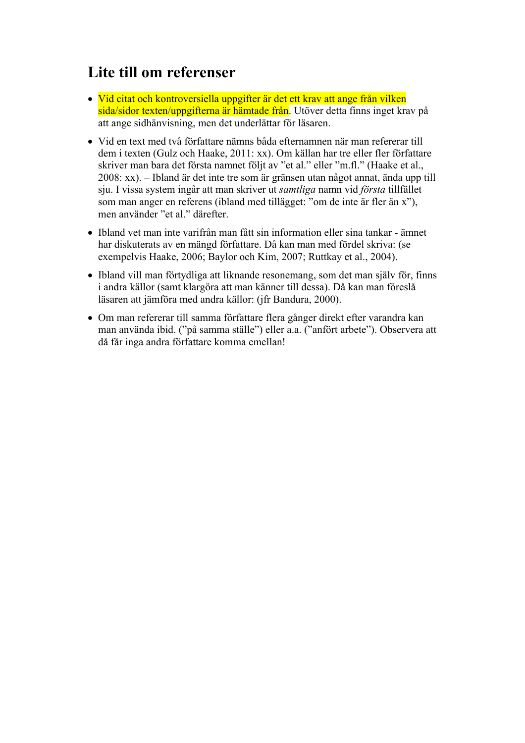# Lite till om referenser

- Vid citat och kontroversiella uppgifter är det ett krav att ange från vilken sida/sidor texten/uppgifterna är hämtade från. Utöver detta finns inget krav på att ange sidhänvisning, men det underlättar för läsaren.
- Vid en text med två författare nämns båda efternamnen när man refererar till dem i texten (Gulz och Haake, 2011: xx). Om källan har tre eller fler författare skriver man bara det första namnet följt av "et al." eller "m.fl." (Haake et al., 2008: xx). – Ibland är det inte tre som är gränsen utan något annat, ända upp till sju. I vissa system ingår att man skriver ut *samtliga* namn vid *första* tillfället som man anger en referens (ibland med tillägget: "om de inte är fler än x"), men använder "et al." därefter.
- Ibland vet man inte varifrån man fått sin information eller sina tankar - ämnet har diskuterats av en mängd författare. Då kan man med fördel skriva: (se exempelvis Haake, 2006; Baylor och Kim, 2007; Ruttkay et al., 2004).
- Ibland vill man förtydliga att liknande resonemang, som det man själv för, finns i andra källor (samt klargöra att man känner till dessa). Då kan man föreslå läsaren att jämföra med andra källor: (jfr Bandura, 2000).
- Om man refererar till samma författare flera gånger direkt efter varandra kan man använda ibid. ("på samma ställe") eller a.a. ("anfört arbete"). Observera att då får inga andra författare komma emellan!